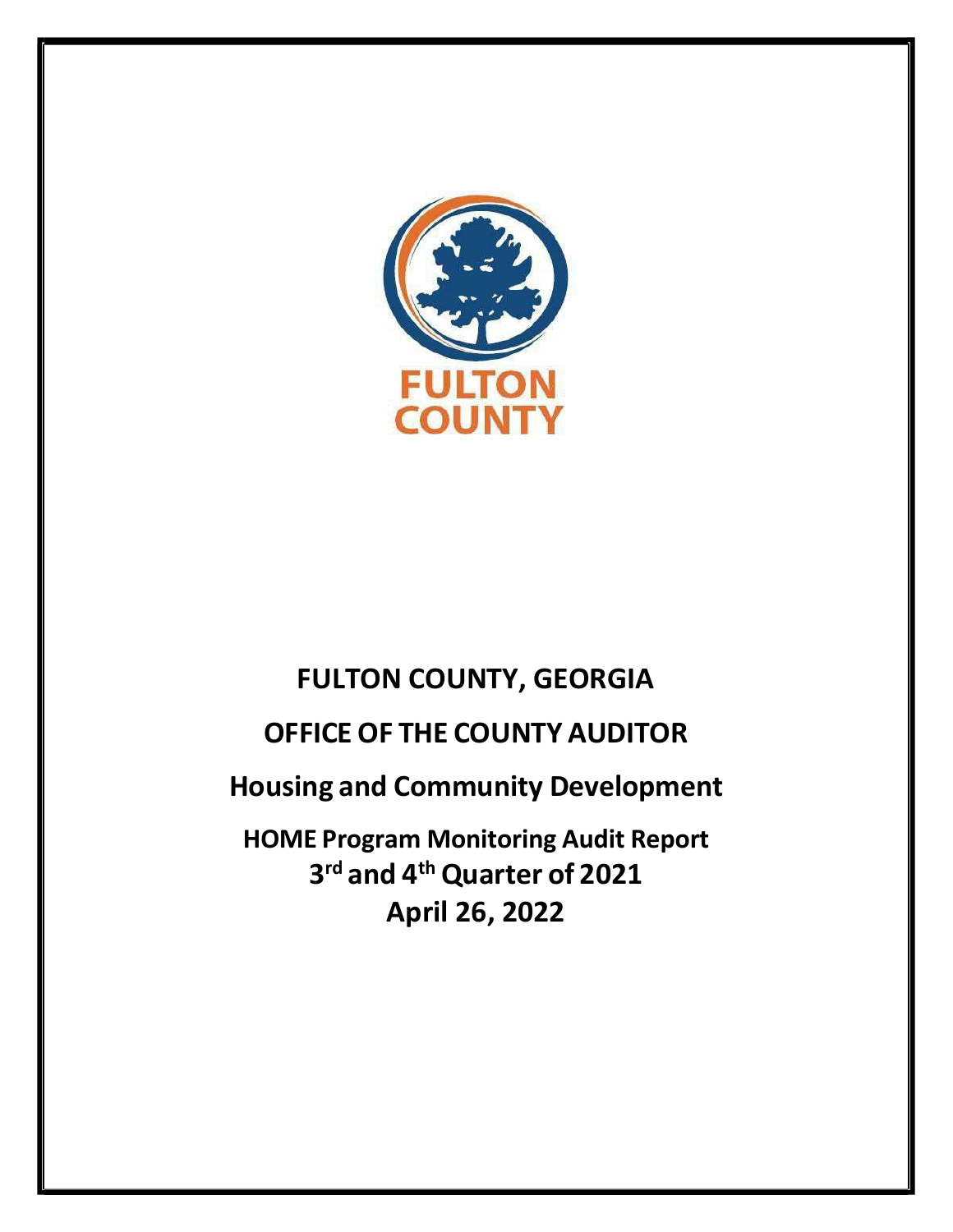FULTON COUNTY

# FULTON COUNTY, GEORGIA

# OFFICE OF THE COUNTY AUDITOR

## Housing and Community Development

### HOME Program Monitoring Audit Report

### 3rd and 4th Quarter of 2021

### April 26, 2022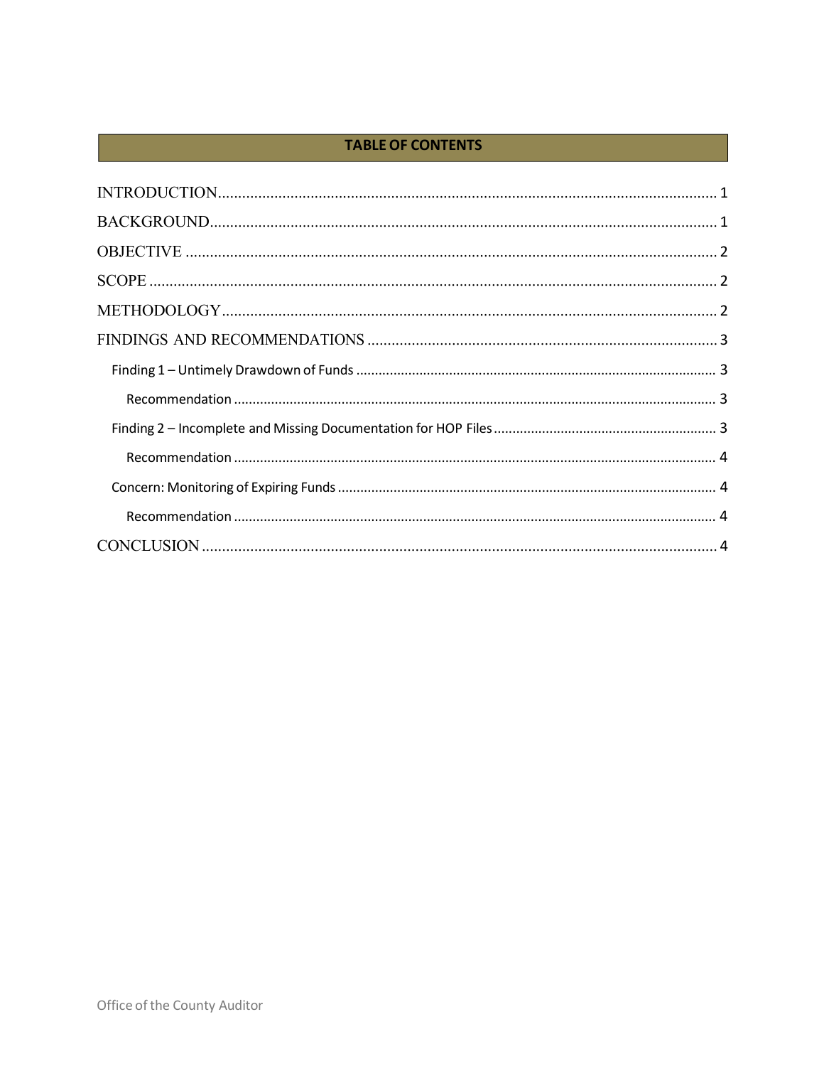## TABLE OF CONTENTS

INTRODUCTION ............................................................ 1

BACKGROUND ............................................................ 1

OBJECTIVE ............................................................ 2

SCOPE ............................................................ 2

METHODOLOGY ............................................................ 2

FINDINGS AND RECOMMENDATIONS ............................................................ 3

- Finding 1 – Untimely Drawdown of Funds ............................................................ 3
  - Recommendation ............................................................ 3
- Finding 2 – Incomplete and Missing Documentation for HOP Files ............................................................ 3
  - Recommendation ............................................................ 4
- Concern: Monitoring of Expiring Funds ............................................................ 4
  - Recommendation ............................................................ 4

CONCLUSION ............................................................ 4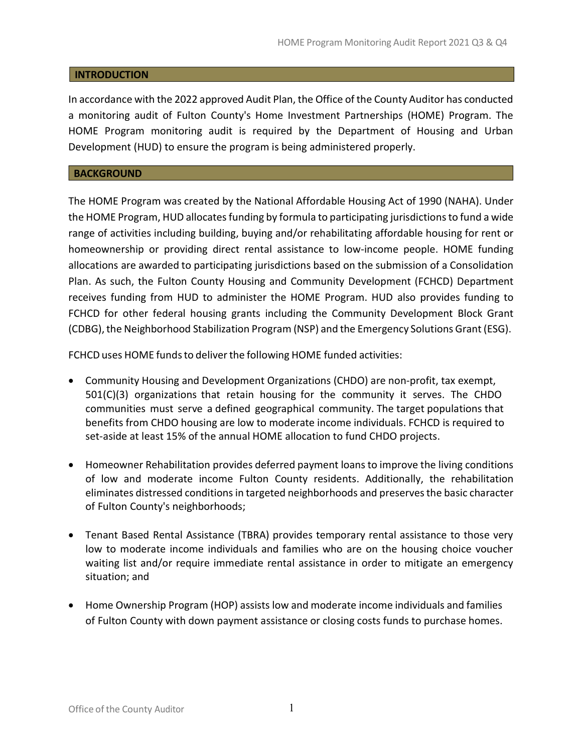## INTRODUCTION

In accordance with the 2022 approved Audit Plan, the Office of the County Auditor has conducted a monitoring audit of Fulton County's Home Investment Partnerships (HOME) Program. The HOME Program monitoring audit is required by the Department of Housing and Urban Development (HUD) to ensure the program is being administered properly.

## BACKGROUND

The HOME Program was created by the National Affordable Housing Act of 1990 (NAHA). Under the HOME Program, HUD allocates funding by formula to participating jurisdictions to fund a wide range of activities including building, buying and/or rehabilitating affordable housing for rent or homeownership or providing direct rental assistance to low-income people. HOME funding allocations are awarded to participating jurisdictions based on the submission of a Consolidation Plan. As such, the Fulton County Housing and Community Development (FCHCD) Department receives funding from HUD to administer the HOME Program. HUD also provides funding to FCHCD for other federal housing grants including the Community Development Block Grant (CDBG), the Neighborhood Stabilization Program (NSP) and the Emergency Solutions Grant (ESG).

FCHCD uses HOME funds to deliver the following HOME funded activities:

- Community Housing and Development Organizations (CHDO) are non-profit, tax exempt, 501(C)(3) organizations that retain housing for the community it serves. The CHDO communities must serve a defined geographical community. The target populations that benefits from CHDO housing are low to moderate income individuals. FCHCD is required to set-aside at least 15% of the annual HOME allocation to fund CHDO projects.

- Homeowner Rehabilitation provides deferred payment loans to improve the living conditions of low and moderate income Fulton County residents. Additionally, the rehabilitation eliminates distressed conditions in targeted neighborhoods and preserves the basic character of Fulton County's neighborhoods;

- Tenant Based Rental Assistance (TBRA) provides temporary rental assistance to those very low to moderate income individuals and families who are on the housing choice voucher waiting list and/or require immediate rental assistance in order to mitigate an emergency situation; and

- Home Ownership Program (HOP) assists low and moderate income individuals and families of Fulton County with down payment assistance or closing costs funds to purchase homes.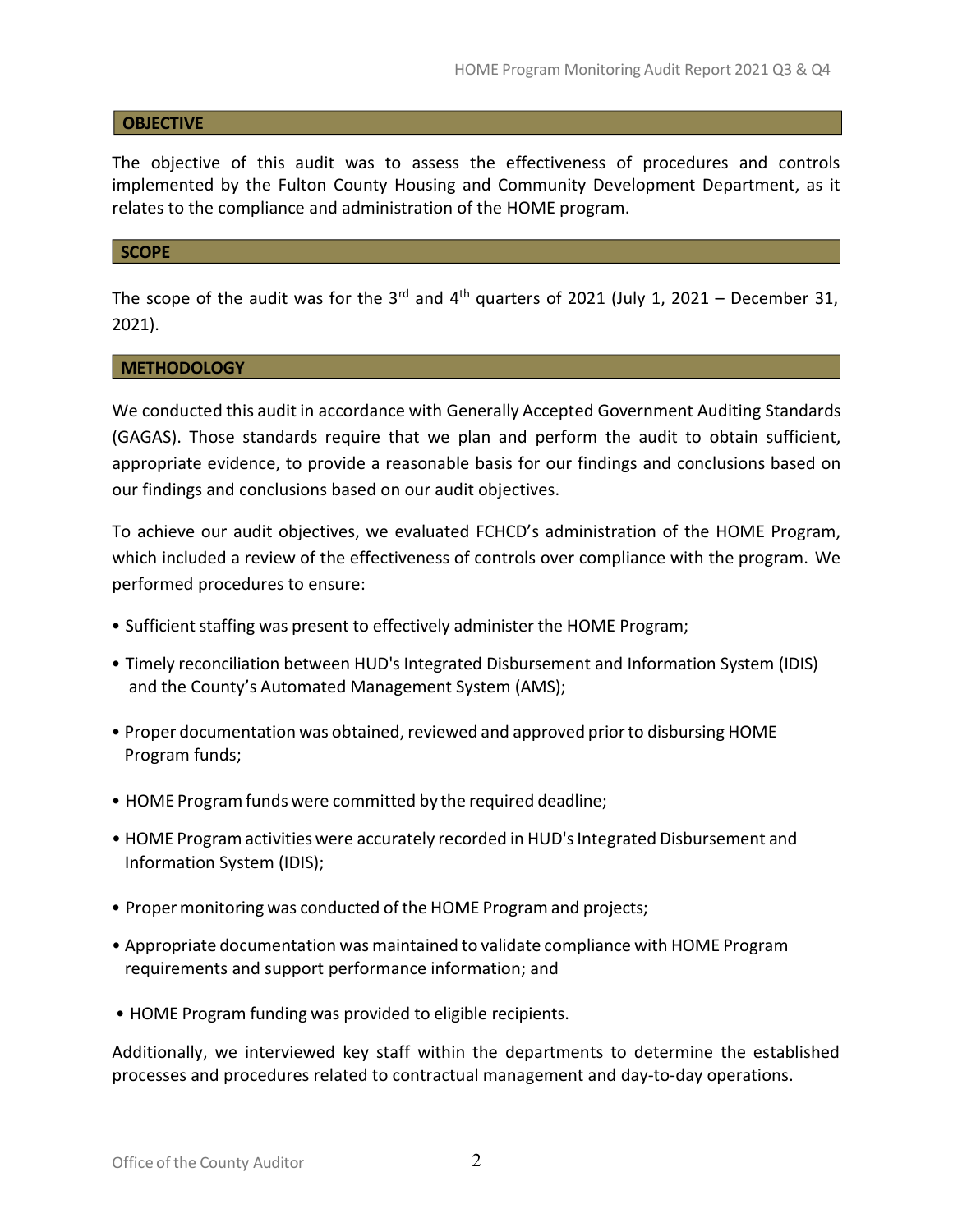## OBJECTIVE

The objective of this audit was to assess the effectiveness of procedures and controls implemented by the Fulton County Housing and Community Development Department, as it relates to the compliance and administration of the HOME program.

## SCOPE

The scope of the audit was for the 3rd and 4th quarters of 2021 (July 1, 2021 – December 31, 2021).

## METHODOLOGY

We conducted this audit in accordance with Generally Accepted Government Auditing Standards (GAGAS). Those standards require that we plan and perform the audit to obtain sufficient, appropriate evidence, to provide a reasonable basis for our findings and conclusions based on our findings and conclusions based on our audit objectives.

To achieve our audit objectives, we evaluated FCHCD's administration of the HOME Program, which included a review of the effectiveness of controls over compliance with the program. We performed procedures to ensure:

- Sufficient staffing was present to effectively administer the HOME Program;
- Timely reconciliation between HUD's Integrated Disbursement and Information System (IDIS) and the County's Automated Management System (AMS);
- Proper documentation was obtained, reviewed and approved prior to disbursing HOME Program funds;
- HOME Program funds were committed by the required deadline;
- HOME Program activities were accurately recorded in HUD's Integrated Disbursement and Information System (IDIS);
- Proper monitoring was conducted of the HOME Program and projects;
- Appropriate documentation was maintained to validate compliance with HOME Program requirements and support performance information; and
- HOME Program funding was provided to eligible recipients.

Additionally, we interviewed key staff within the departments to determine the established processes and procedures related to contractual management and day-to-day operations.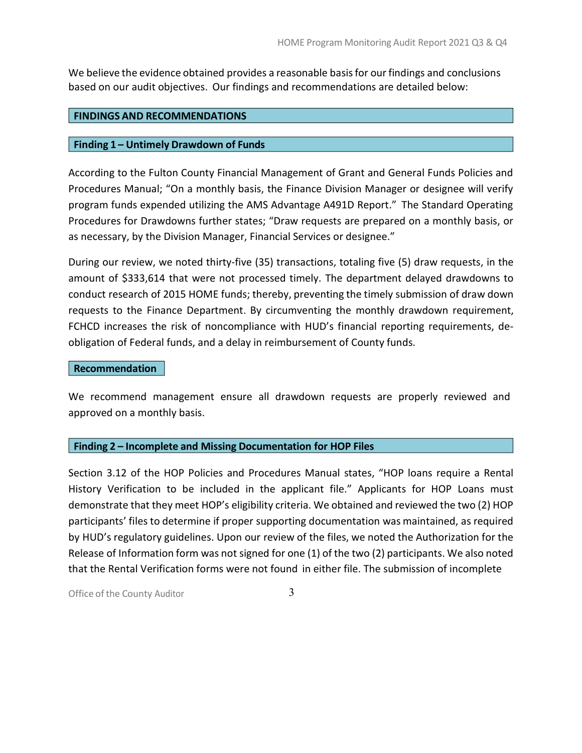We believe the evidence obtained provides a reasonable basis for our findings and conclusions based on our audit objectives. Our findings and recommendations are detailed below:

## FINDINGS AND RECOMMENDATIONS

### Finding 1 – Untimely Drawdown of Funds

According to the Fulton County Financial Management of Grant and General Funds Policies and Procedures Manual; "On a monthly basis, the Finance Division Manager or designee will verify program funds expended utilizing the AMS Advantage A491D Report." The Standard Operating Procedures for Drawdowns further states; "Draw requests are prepared on a monthly basis, or as necessary, by the Division Manager, Financial Services or designee."

During our review, we noted thirty-five (35) transactions, totaling five (5) draw requests, in the amount of $333,614 that were not processed timely. The department delayed drawdowns to conduct research of 2015 HOME funds; thereby, preventing the timely submission of draw down requests to the Finance Department. By circumventing the monthly drawdown requirement, FCHCD increases the risk of noncompliance with HUD's financial reporting requirements, de-obligation of Federal funds, and a delay in reimbursement of County funds.

#### Recommendation

We recommend management ensure all drawdown requests are properly reviewed and approved on a monthly basis.

### Finding 2 – Incomplete and Missing Documentation for HOP Files

Section 3.12 of the HOP Policies and Procedures Manual states, "HOP loans require a Rental History Verification to be included in the applicant file." Applicants for HOP Loans must demonstrate that they meet HOP's eligibility criteria. We obtained and reviewed the two (2) HOP participants' files to determine if proper supporting documentation was maintained, as required by HUD's regulatory guidelines. Upon our review of the files, we noted the Authorization for the Release of Information form was not signed for one (1) of the two (2) participants. We also noted that the Rental Verification forms were not found in either file. The submission of incomplete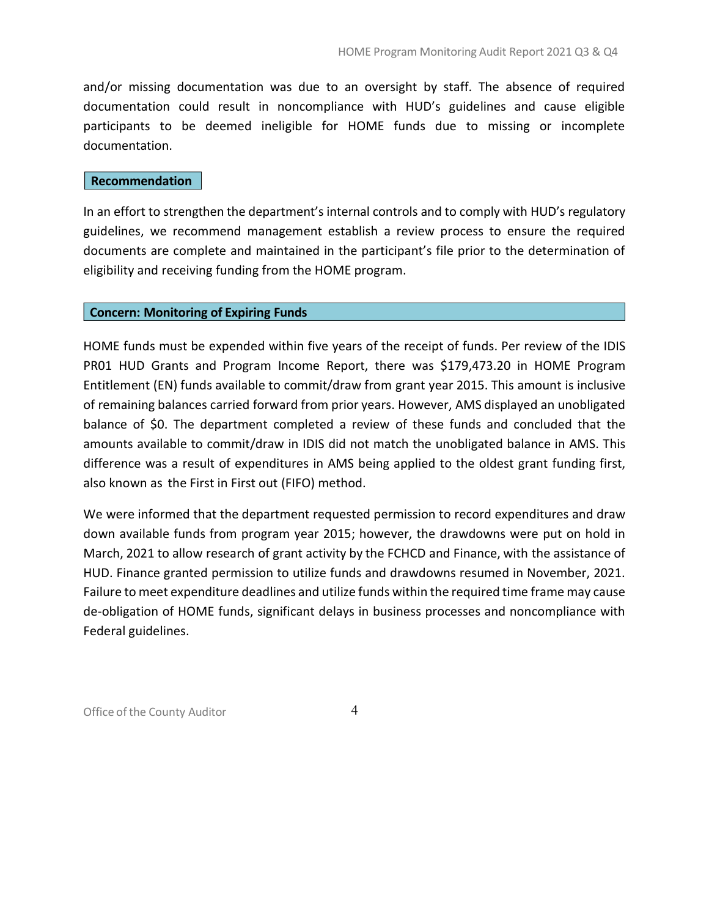and/or missing documentation was due to an oversight by staff. The absence of required documentation could result in noncompliance with HUD's guidelines and cause eligible participants to be deemed ineligible for HOME funds due to missing or incomplete documentation.

### Recommendation

In an effort to strengthen the department's internal controls and to comply with HUD's regulatory guidelines, we recommend management establish a review process to ensure the required documents are complete and maintained in the participant's file prior to the determination of eligibility and receiving funding from the HOME program.

### Concern: Monitoring of Expiring Funds

HOME funds must be expended within five years of the receipt of funds. Per review of the IDIS PR01 HUD Grants and Program Income Report, there was $179,473.20 in HOME Program Entitlement (EN) funds available to commit/draw from grant year 2015. This amount is inclusive of remaining balances carried forward from prior years. However, AMS displayed an unobligated balance of $0. The department completed a review of these funds and concluded that the amounts available to commit/draw in IDIS did not match the unobligated balance in AMS. This difference was a result of expenditures in AMS being applied to the oldest grant funding first, also known as the First in First out (FIFO) method.

We were informed that the department requested permission to record expenditures and draw down available funds from program year 2015; however, the drawdowns were put on hold in March, 2021 to allow research of grant activity by the FCHCD and Finance, with the assistance of HUD. Finance granted permission to utilize funds and drawdowns resumed in November, 2021. Failure to meet expenditure deadlines and utilize funds within the required time frame may cause de-obligation of HOME funds, significant delays in business processes and noncompliance with Federal guidelines.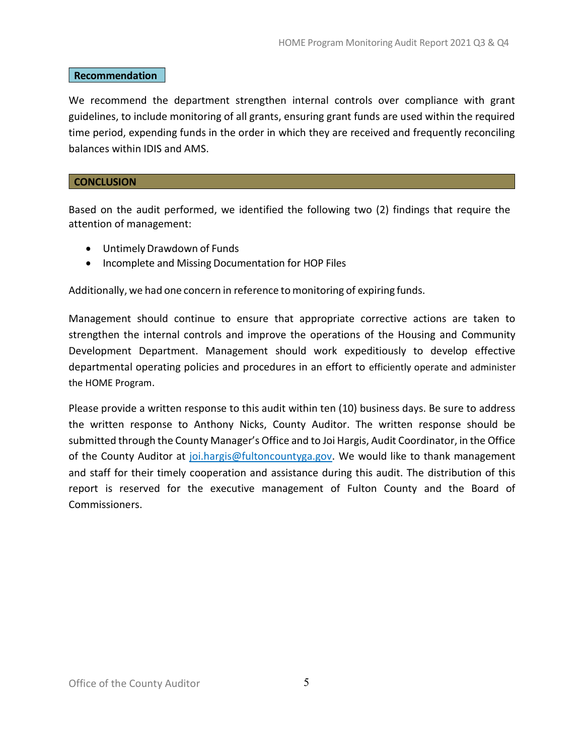## Recommendation

We recommend the department strengthen internal controls over compliance with grant guidelines, to include monitoring of all grants, ensuring grant funds are used within the required time period, expending funds in the order in which they are received and frequently reconciling balances within IDIS and AMS.

## CONCLUSION

Based on the audit performed, we identified the following two (2) findings that require the attention of management:

- Untimely Drawdown of Funds
- Incomplete and Missing Documentation for HOP Files

Additionally, we had one concern in reference to monitoring of expiring funds.

Management should continue to ensure that appropriate corrective actions are taken to strengthen the internal controls and improve the operations of the Housing and Community Development Department. Management should work expeditiously to develop effective departmental operating policies and procedures in an effort to efficiently operate and administer the HOME Program.

Please provide a written response to this audit within ten (10) business days. Be sure to address the written response to Anthony Nicks, County Auditor. The written response should be submitted through the County Manager's Office and to Joi Hargis, Audit Coordinator, in the Office of the County Auditor at joi.hargis@fultoncountyga.gov. We would like to thank management and staff for their timely cooperation and assistance during this audit. The distribution of this report is reserved for the executive management of Fulton County and the Board of Commissioners.